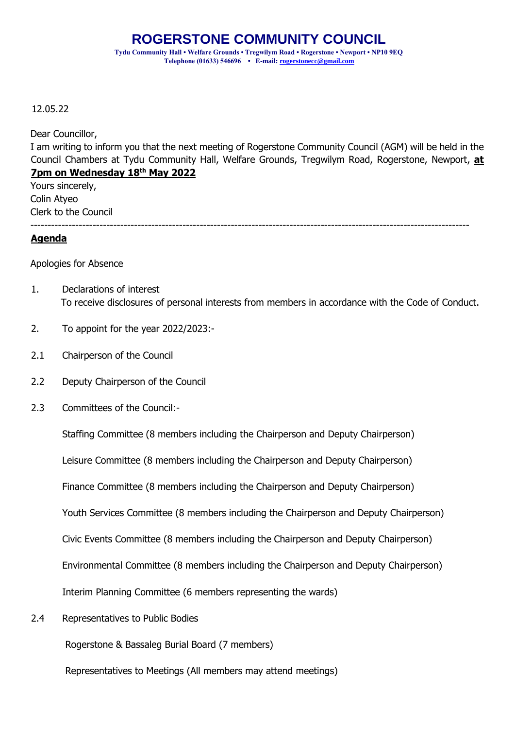# ROGERSTONE COMMUNITY COUNCIL

**Tydu Community Hall • Welfare Grounds • Tregwilym Road • Rogerstone • Newport • NP10 9EQ**
**Telephone (01633) 546696 • E-mail: rogerstonecc@gmail.com**

12.05.22

Dear Councillor,

I am writing to inform you that the next meeting of Rogerstone Community Council (AGM) will be held in the Council Chambers at Tydu Community Hall, Welfare Grounds, Tregwilym Road, Rogerstone, Newport, **at 7pm on Wednesday 18th May 2022**

Yours sincerely,
Colin Atyeo
Clerk to the Council

---

## Agenda

Apologies for Absence

1. Declarations of interest
   To receive disclosures of personal interests from members in accordance with the Code of Conduct.

2. To appoint for the year 2022/2023:-

2.1 Chairperson of the Council

2.2 Deputy Chairperson of the Council

2.3 Committees of the Council:-

   Staffing Committee (8 members including the Chairperson and Deputy Chairperson)

   Leisure Committee (8 members including the Chairperson and Deputy Chairperson)

   Finance Committee (8 members including the Chairperson and Deputy Chairperson)

   Youth Services Committee (8 members including the Chairperson and Deputy Chairperson)

   Civic Events Committee (8 members including the Chairperson and Deputy Chairperson)

   Environmental Committee (8 members including the Chairperson and Deputy Chairperson)

   Interim Planning Committee (6 members representing the wards)

2.4 Representatives to Public Bodies

   Rogerstone & Bassaleg Burial Board (7 members)

   Representatives to Meetings (All members may attend meetings)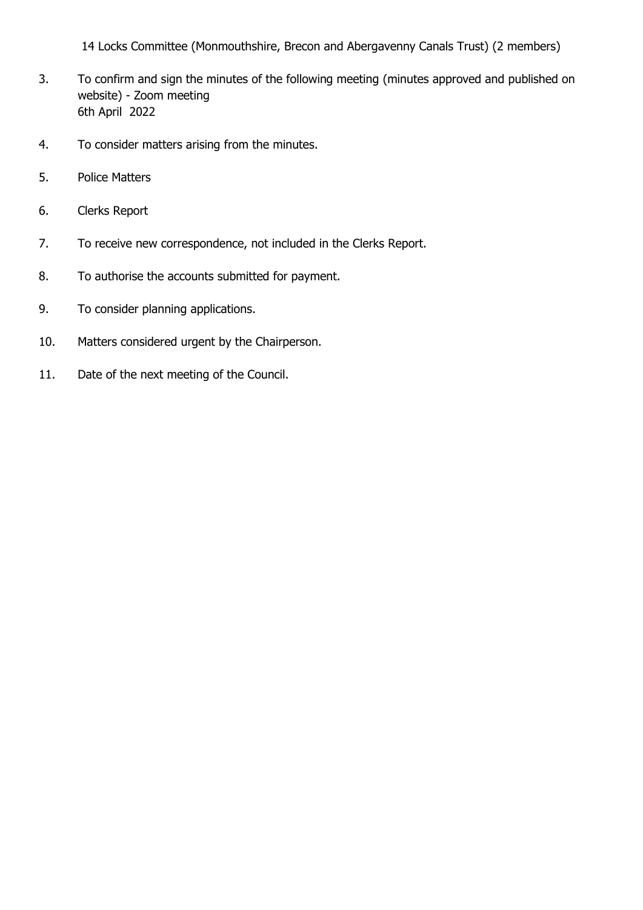14 Locks Committee (Monmouthshire, Brecon and Abergavenny Canals Trust) (2 members)

3. To confirm and sign the minutes of the following meeting (minutes approved and published on website) - Zoom meeting
   6th April 2022

4. To consider matters arising from the minutes.

5. Police Matters

6. Clerks Report

7. To receive new correspondence, not included in the Clerks Report.

8. To authorise the accounts submitted for payment.

9. To consider planning applications.

10. Matters considered urgent by the Chairperson.

11. Date of the next meeting of the Council.